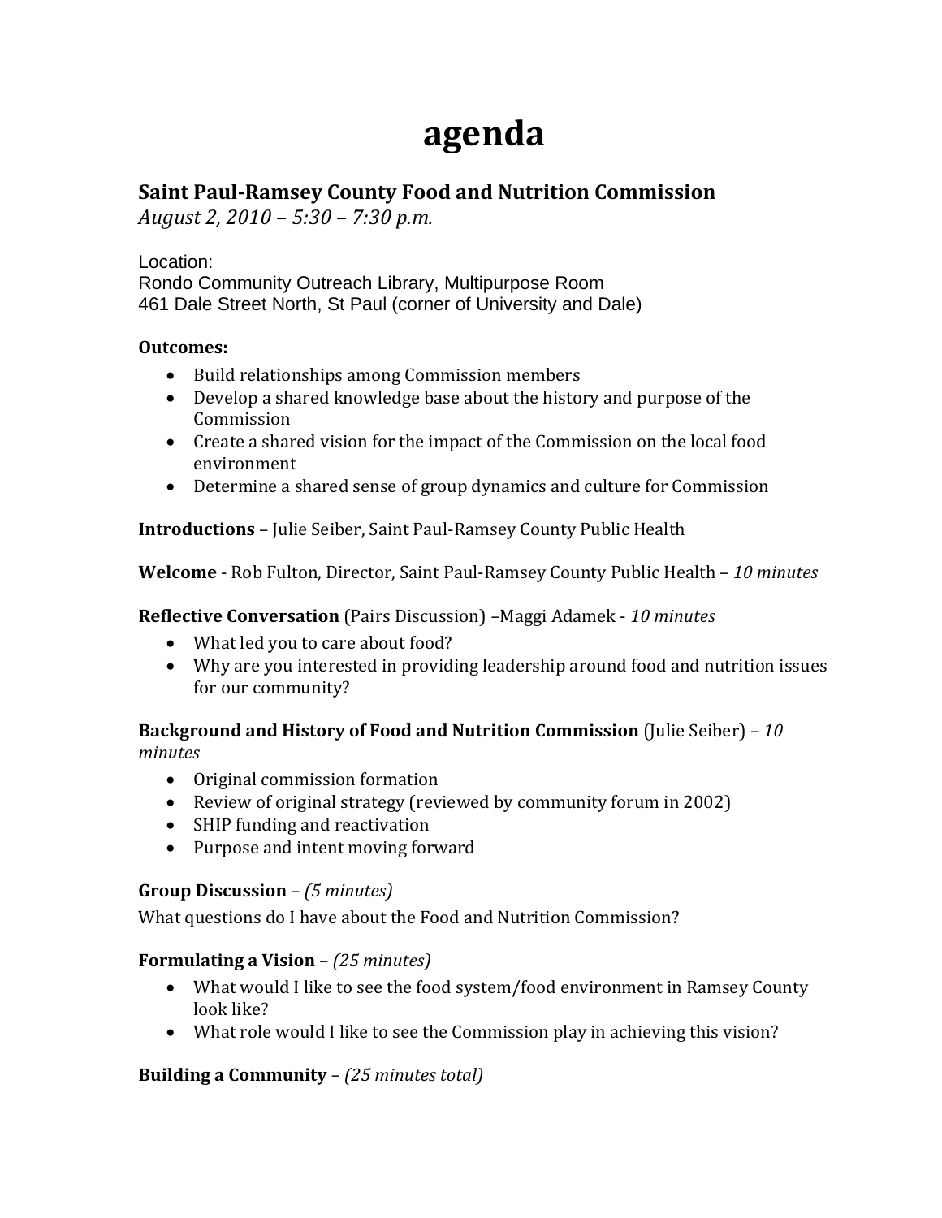# agenda

## Saint Paul-Ramsey County Food and Nutrition Commission

*August 2, 2010 – 5:30 – 7:30 p.m.*

Location:
Rondo Community Outreach Library, Multipurpose Room
461 Dale Street North, St Paul (corner of University and Dale)

**Outcomes:**

- Build relationships among Commission members
- Develop a shared knowledge base about the history and purpose of the Commission
- Create a shared vision for the impact of the Commission on the local food environment
- Determine a shared sense of group dynamics and culture for Commission

**Introductions** – Julie Seiber, Saint Paul-Ramsey County Public Health

**Welcome** - Rob Fulton, Director, Saint Paul-Ramsey County Public Health – *10 minutes*

**Reflective Conversation** (Pairs Discussion) –Maggi Adamek - *10 minutes*

- What led you to care about food?
- Why are you interested in providing leadership around food and nutrition issues for our community?

**Background and History of Food and Nutrition Commission** (Julie Seiber) – *10 minutes*

- Original commission formation
- Review of original strategy (reviewed by community forum in 2002)
- SHIP funding and reactivation
- Purpose and intent moving forward

**Group Discussion** – *(5 minutes)*

What questions do I have about the Food and Nutrition Commission?

**Formulating a Vision** – *(25 minutes)*

- What would I like to see the food system/food environment in Ramsey County look like?
- What role would I like to see the Commission play in achieving this vision?

**Building a Community** – *(25 minutes total)*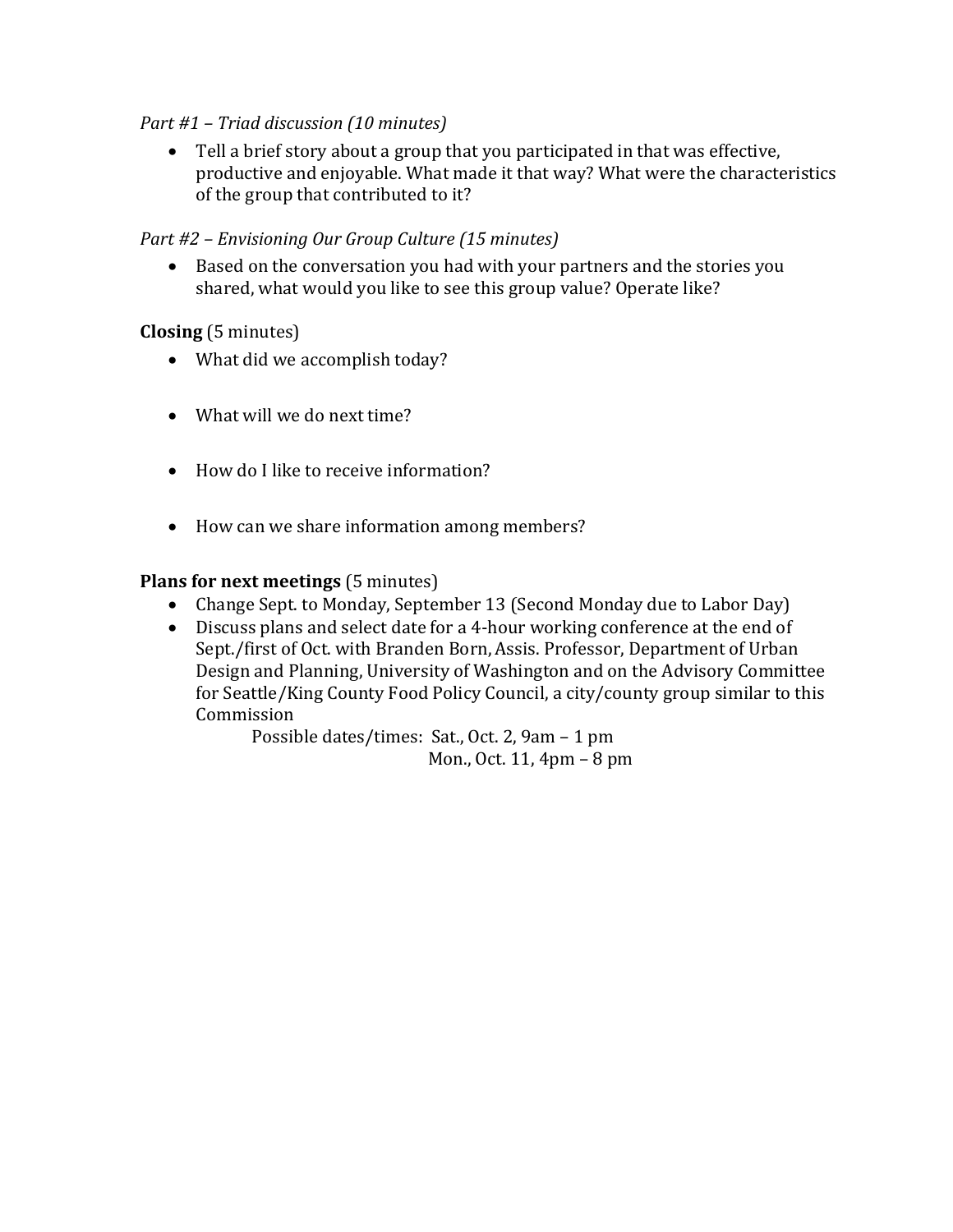*Part #1 – Triad discussion (10 minutes)*

- Tell a brief story about a group that you participated in that was effective, productive and enjoyable. What made it that way? What were the characteristics of the group that contributed to it?

*Part #2 – Envisioning Our Group Culture (15 minutes)*

- Based on the conversation you had with your partners and the stories you shared, what would you like to see this group value? Operate like?

**Closing** (5 minutes)

- What did we accomplish today?
- What will we do next time?
- How do I like to receive information?
- How can we share information among members?

**Plans for next meetings** (5 minutes)

- Change Sept. to Monday, September 13 (Second Monday due to Labor Day)
- Discuss plans and select date for a 4-hour working conference at the end of Sept./first of Oct. with Branden Born, Assis. Professor, Department of Urban Design and Planning, University of Washington and on the Advisory Committee for Seattle/King County Food Policy Council, a city/county group similar to this Commission

  Possible dates/times: Sat., Oct. 2, 9am – 1 pm
  Mon., Oct. 11, 4pm – 8 pm